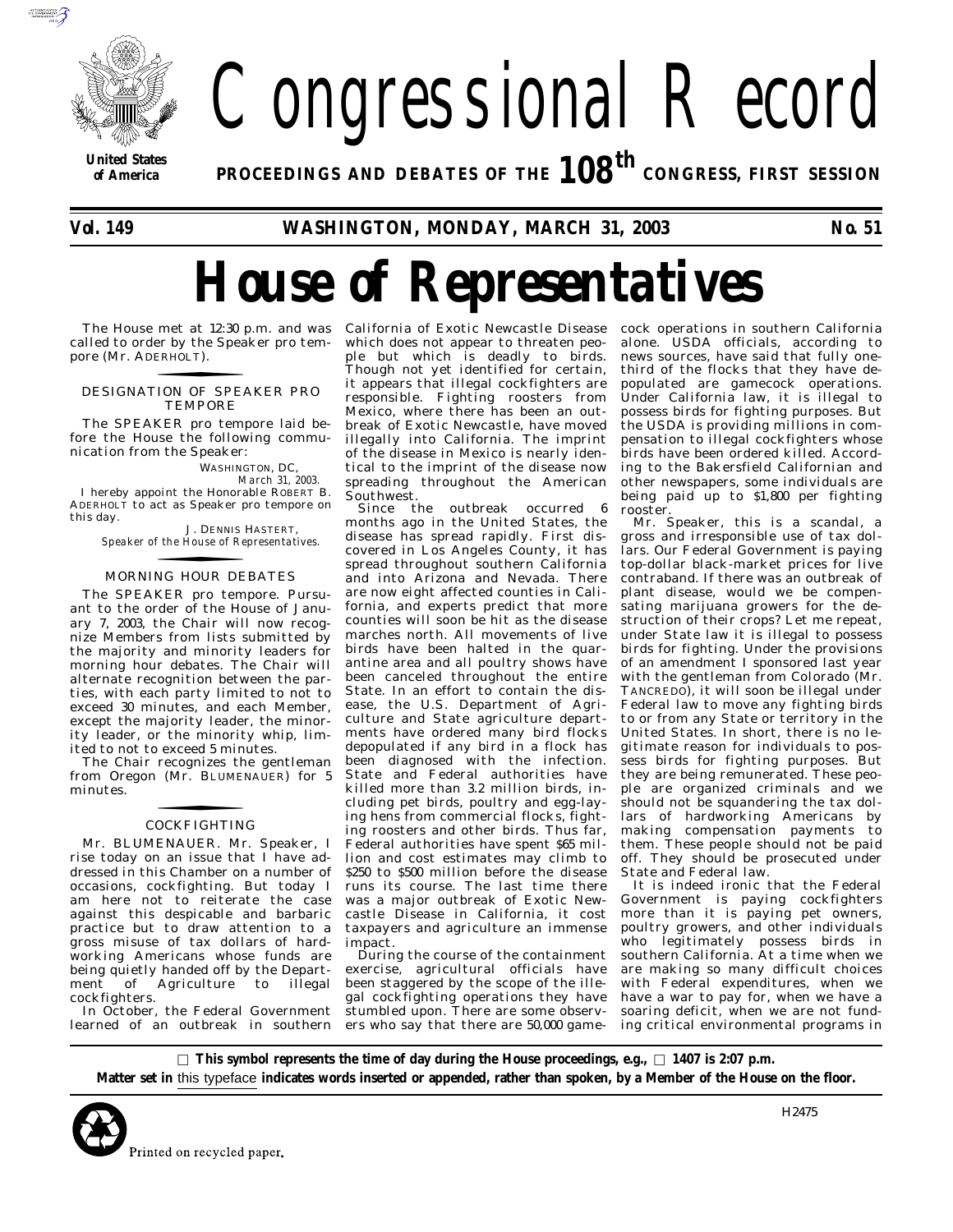# Congressional Record

**United States of America**

**PROCEEDINGS AND DEBATES OF THE 108th CONGRESS, FIRST SESSION**

**Vol. 149 WASHINGTON, MONDAY, MARCH 31, 2003 No. 51**

# House of Representatives

The House met at 12:30 p.m. and was called to order by the Speaker pro tempore (Mr. ADERHOLT).

## DESIGNATION OF SPEAKER PRO TEMPORE

The SPEAKER pro tempore laid before the House the following communication from the Speaker:

WASHINGTON, DC,
*March 31, 2003.*

I hereby appoint the Honorable ROBERT B. ADERHOLT to act as Speaker pro tempore on this day.

J. DENNIS HASTERT,
*Speaker of the House of Representatives.*

## MORNING HOUR DEBATES

The SPEAKER pro tempore. Pursuant to the order of the House of January 7, 2003, the Chair will now recognize Members from lists submitted by the majority and minority leaders for morning hour debates. The Chair will alternate recognition between the parties, with each party limited to not to exceed 30 minutes, and each Member, except the majority leader, the minority leader, or the minority whip, limited to not to exceed 5 minutes.

The Chair recognizes the gentleman from Oregon (Mr. BLUMENAUER) for 5 minutes.

## COCKFIGHTING

Mr. BLUMENAUER. Mr. Speaker, I rise today on an issue that I have addressed in this Chamber on a number of occasions, cockfighting. But today I am here not to reiterate the case against this despicable and barbaric practice but to draw attention to a gross misuse of tax dollars of hardworking Americans whose funds are being quietly handed off by the Department of Agriculture to illegal cockfighters.

In October, the Federal Government learned of an outbreak in southern California of Exotic Newcastle Disease which does not appear to threaten people but which is deadly to birds. Though not yet identified for certain, it appears that illegal cockfighters are responsible. Fighting roosters from Mexico, where there has been an outbreak of Exotic Newcastle, have moved illegally into California. The imprint of the disease in Mexico is nearly identical to the imprint of the disease now spreading throughout the American Southwest.

Since the outbreak occurred 6 months ago in the United States, the disease has spread rapidly. First discovered in Los Angeles County, it has spread throughout southern California and into Arizona and Nevada. There are now eight affected counties in California, and experts predict that more counties will soon be hit as the disease marches north. All movements of live birds have been halted in the quarantine area and all poultry shows have been canceled throughout the entire State. In an effort to contain the disease, the U.S. Department of Agriculture and State agriculture departments have ordered many bird flocks depopulated if any bird in a flock has been diagnosed with the infection. State and Federal authorities have killed more than 3.2 million birds, including pet birds, poultry and egg-laying hens from commercial flocks, fighting roosters and other birds. Thus far, Federal authorities have spent $65 million and cost estimates may climb to $250 to $500 million before the disease runs its course. The last time there was a major outbreak of Exotic Newcastle Disease in California, it cost taxpayers and agriculture an immense impact.

During the course of the containment exercise, agricultural officials have been staggered by the scope of the illegal cockfighting operations they have stumbled upon. There are some observers who say that there are 50,000 gamecock operations in southern California alone. USDA officials, according to news sources, have said that fully one-third of the flocks that they have depopulated are gamecock operations. Under California law, it is illegal to possess birds for fighting purposes. But the USDA is providing millions in compensation to illegal cockfighters whose birds have been ordered killed. According to the Bakersfield Californian and other newspapers, some individuals are being paid up to $1,800 per fighting rooster.

Mr. Speaker, this is a scandal, a gross and irresponsible use of tax dollars. Our Federal Government is paying top-dollar black-market prices for live contraband. If there was an outbreak of plant disease, would we be compensating marijuana growers for the destruction of their crops? Let me repeat, under State law it is illegal to possess birds for fighting. Under the provisions of an amendment I sponsored last year with the gentleman from Colorado (Mr. TANCREDO), it will soon be illegal under Federal law to move any fighting birds to or from any State or territory in the United States. In short, there is no legitimate reason for individuals to possess birds for fighting purposes. But they are being remunerated. These people are organized criminals and we should not be squandering the tax dollars of hardworking Americans by making compensation payments to them. These people should not be paid off. They should be prosecuted under State and Federal law.

It is indeed ironic that the Federal Government is paying cockfighters more than it is paying pet owners, poultry growers, and other individuals who legitimately possess birds in southern California. At a time when we are making so many difficult choices with Federal expenditures, when we have a war to pay for, when we have a soaring deficit, when we are not funding critical environmental programs in

☐ **This symbol represents the time of day during the House proceedings, e.g., ☐ 1407 is 2:07 p.m.**

**Matter set in** this typeface **indicates words inserted or appended, rather than spoken, by a Member of the House on the floor.**

Printed on recycled paper.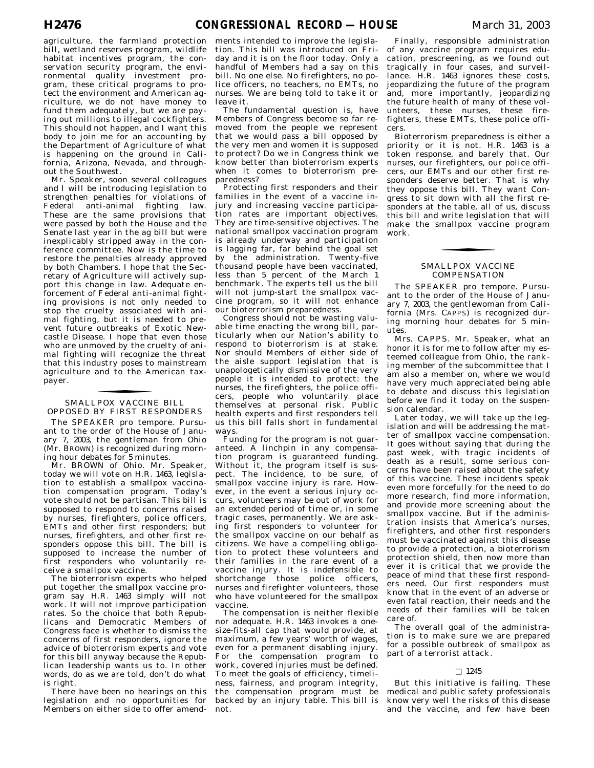agriculture, the farmland protection bill, wetland reserves program, wildlife habitat incentives program, the conservation security program, the environmental quality investment program, these critical programs to protect the environment and American agriculture, we do not have money to fund them adequately, but we are paying out millions to illegal cockfighters. This should not happen, and I want this body to join me for an accounting by the Department of Agriculture of what is happening on the ground in California, Arizona, Nevada, and throughout the Southwest.

Mr. Speaker, soon several colleagues and I will be introducing legislation to strengthen penalties for violations of Federal anti-animal fighting law. These are the same provisions that were passed by both the House and the Senate last year in the ag bill but were inexplicably stripped away in the conference committee. Now is the time to restore the penalties already approved by both Chambers. I hope that the Secretary of Agriculture will actively support this change in law. Adequate enforcement of Federal anti-animal fighting provisions is not only needed to stop the cruelty associated with animal fighting, but it is needed to prevent future outbreaks of Exotic Newcastle Disease. I hope that even those who are unmoved by the cruelty of animal fighting will recognize the threat that this industry poses to mainstream agriculture and to the American taxpayer.

## SMALLPOX VACCINE BILL OPPOSED BY FIRST RESPONDERS

The SPEAKER pro tempore. Pursuant to the order of the House of January 7, 2003, the gentleman from Ohio (Mr. BROWN) is recognized during morning hour debates for 5 minutes.

Mr. BROWN of Ohio. Mr. Speaker, today we will vote on H.R. 1463, legislation to establish a smallpox vaccination compensation program. Today's vote should not be partisan. This bill is supposed to respond to concerns raised by nurses, firefighters, police officers, EMTs and other first responders; but nurses, firefighters, and other first responders oppose this bill. The bill is supposed to increase the number of first responders who voluntarily receive a smallpox vaccine.

The bioterrorism experts who helped put together the smallpox vaccine program say H.R. 1463 simply will not work. It will not improve participation rates. So the choice that both Republicans and Democratic Members of Congress face is whether to dismiss the concerns of first responders, ignore the advice of bioterrorism experts and vote for this bill anyway because the Republican leadership wants us to. In other words, do as we are told, don't do what is right.

There have been no hearings on this legislation and no opportunities for Members on either side to offer amendments intended to improve the legislation. This bill was introduced on Friday and it is on the floor today. Only a handful of Members had a say on this bill. No one else. No firefighters, no police officers, no teachers, no EMTs, no nurses. We are being told to take it or leave it.

The fundamental question is, have Members of Congress become so far removed from the people we represent that we would pass a bill opposed by the very men and women it is supposed to protect? Do we in Congress think we know better than bioterrorism experts when it comes to bioterrorism preparedness?

Protecting first responders and their families in the event of a vaccine injury and increasing vaccine participation rates are important objectives. They are time-sensitive objectives. The national smallpox vaccination program is already underway and participation is lagging far, far behind the goal set by the administration. Twenty-five thousand people have been vaccinated, less than 5 percent of the March 1 benchmark. The experts tell us the bill will not jump-start the smallpox vaccine program, so it will not enhance our bioterrorism preparedness.

Congress should not be wasting valuable time enacting the wrong bill, particularly when our Nation's ability to respond to bioterrorism is at stake. Nor should Members of either side of the aisle support legislation that is unapologetically dismissive of the very people it is intended to protect: the nurses, the firefighters, the police officers, people who voluntarily place themselves at personal risk. Public health experts and first responders tell us this bill falls short in fundamental ways.

Funding for the program is not guaranteed. A linchpin in any compensation program is guaranteed funding. Without it, the program itself is suspect. The incidence, to be sure, of smallpox vaccine injury is rare. However, in the event a serious injury occurs, volunteers may be out of work for an extended period of time or, in some tragic cases, permanently. We are asking first responders to volunteer for the smallpox vaccine on our behalf as citizens. We have a compelling obligation to protect these volunteers and their families in the rare event of a vaccine injury. It is indefensible to shortchange those police officers, nurses and firefighter volunteers, those who have volunteered for the smallpox vaccine.

The compensation is neither flexible nor adequate. H.R. 1463 invokes a one-size-fits-all cap that would provide, at maximum, a few years' worth of wages, even for a permanent disabling injury. For the compensation program to work, covered injuries must be defined. To meet the goals of efficiency, timeliness, fairness, and program integrity, the compensation program must be backed by an injury table. This bill is not.

Finally, responsible administration of any vaccine program requires education, prescreening, as we found out tragically in four cases, and surveillance. H.R. 1463 ignores these costs, jeopardizing the future of the program and, more importantly, jeopardizing the future health of many of these volunteers, these nurses, these firefighters, these EMTs, these police officers.

Bioterrorism preparedness is either a priority or it is not. H.R. 1463 is a token response, and barely that. Our nurses, our firefighters, our police officers, our EMTs and our other first responders deserve better. That is why they oppose this bill. They want Congress to sit down with all the first responders at the table, all of us, discuss this bill and write legislation that will make the smallpox vaccine program work.

## SMALLPOX VACCINE COMPENSATION

The SPEAKER pro tempore. Pursuant to the order of the House of January 7, 2003, the gentlewoman from California (Mrs. CAPPS) is recognized during morning hour debates for 5 minutes.

Mrs. CAPPS. Mr. Speaker, what an honor it is for me to follow after my esteemed colleague from Ohio, the ranking member of the subcommittee that I am also a member on, where we would have very much appreciated being able to debate and discuss this legislation before we find it today on the suspension calendar.

Later today, we will take up the legislation and will be addressing the matter of smallpox vaccine compensation. It goes without saying that during the past week, with tragic incidents of death as a result, some serious concerns have been raised about the safety of this vaccine. These incidents speak even more forcefully for the need to do more research, find more information, and provide more screening about the smallpox vaccine. But if the administration insists that America's nurses, firefighters, and other first responders must be vaccinated against this disease to provide a protection, a bioterrorism protection shield, then now more than ever it is critical that we provide the peace of mind that these first responders need. Our first responders must know that in the event of an adverse or even fatal reaction, their needs and the needs of their families will be taken care of.

The overall goal of the administration is to make sure we are prepared for a possible outbreak of smallpox as part of a terrorist attack.

□ 1245

But this initiative is failing. These medical and public safety professionals know very well the risks of this disease and the vaccine, and few have been